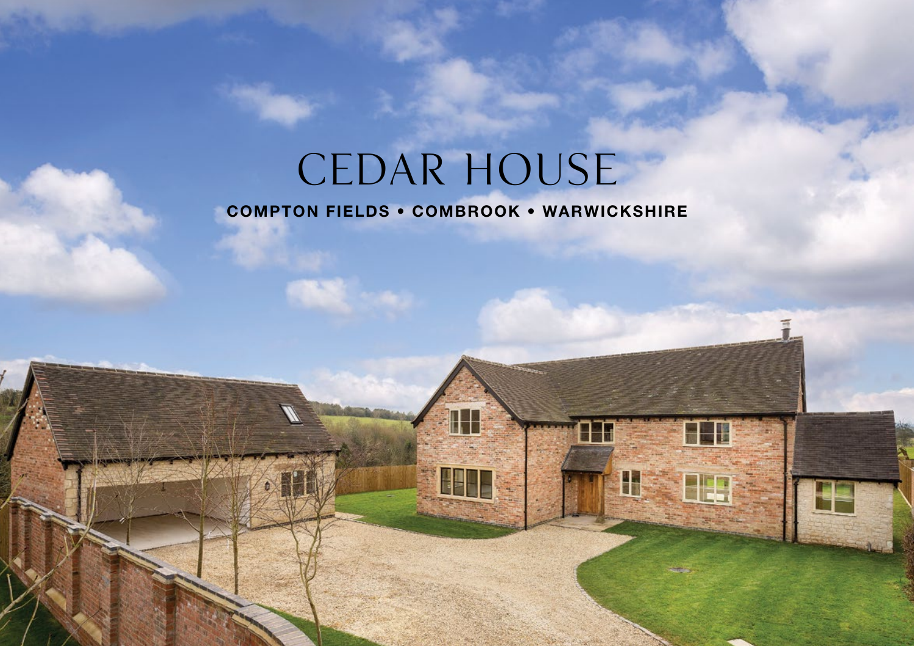# CEDAR HOUSE

**COMPTON FIELDS • COMBROOK • WARWICKSHIRE**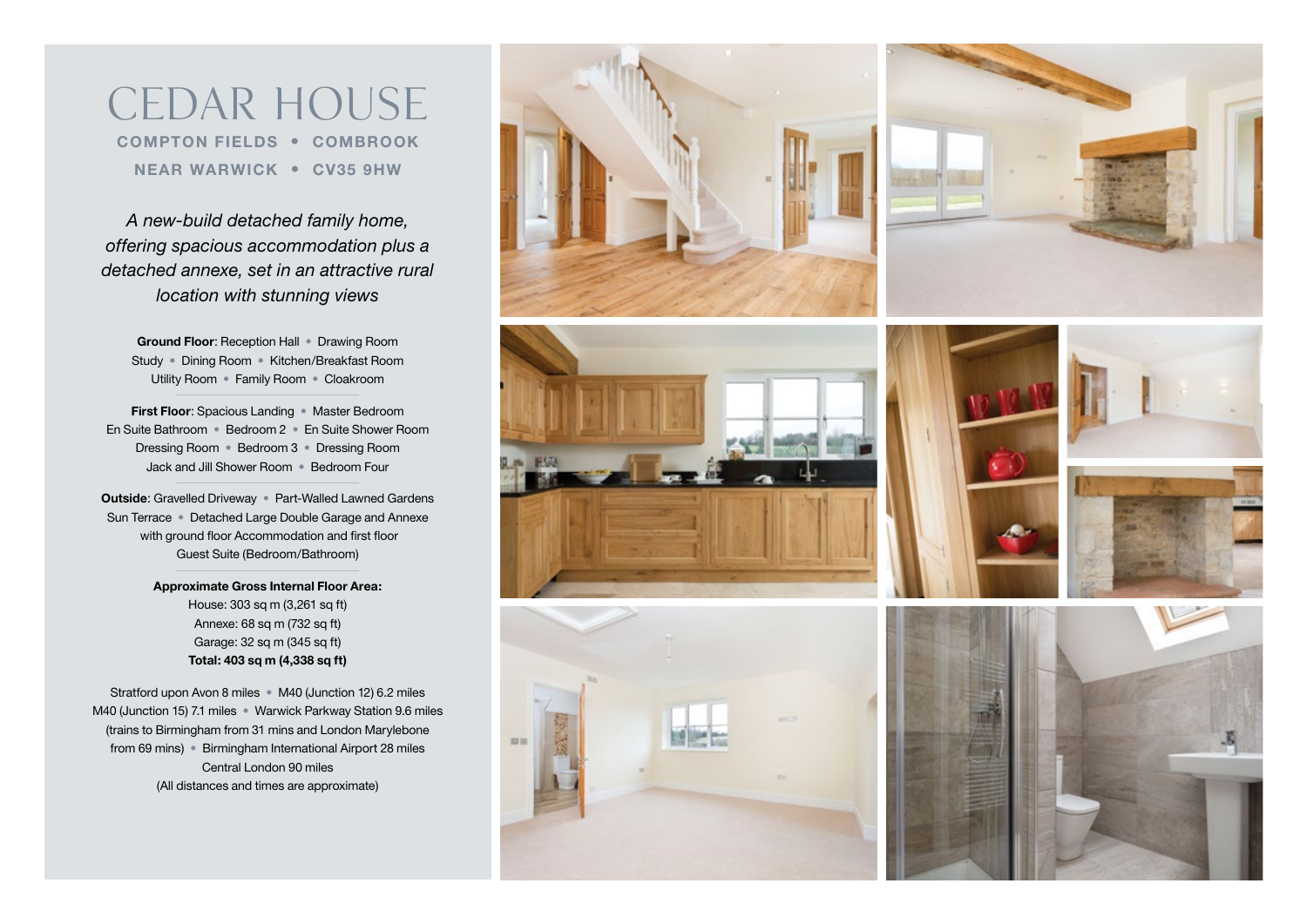# CEDAR HOUSE

**COMPTON FIELDS • COMBROOK**

**NEAR WARWICK • CV35 9HW**

*A new-build detached family home, offering spacious accommodation plus a detached annexe, set in an attractive rural location with stunning views*

**Ground Floor**: Reception Hall • Drawing Room • Study • Dining Room • Kitchen/Breakfast Room • Utility Room • Family Room • Cloakroom

**First Floor**: Spacious Landing • Master Bedroom • En Suite Bathroom • Bedroom 2 • En Suite Shower Room • Dressing Room • Bedroom 3 • Dressing Room • Jack and Jill Shower Room • Bedroom Four

**Outside**: Gravelled Driveway • Part-Walled Lawned Gardens • Sun Terrace • Detached Large Double Garage and Annexe with ground floor Accommodation and first floor Guest Suite (Bedroom/Bathroom)

**Approximate Gross Internal Floor Area:**
House: 303 sq m (3,261 sq ft)
Annexe: 68 sq m (732 sq ft)
Garage: 32 sq m (345 sq ft)
**Total: 403 sq m (4,338 sq ft)**

Stratford upon Avon 8 miles • M40 (Junction 12) 6.2 miles • M40 (Junction 15) 7.1 miles • Warwick Parkway Station 9.6 miles (trains to Birmingham from 31 mins and London Marylebone from 69 mins) • Birmingham International Airport 28 miles • Central London 90 miles
(All distances and times are approximate)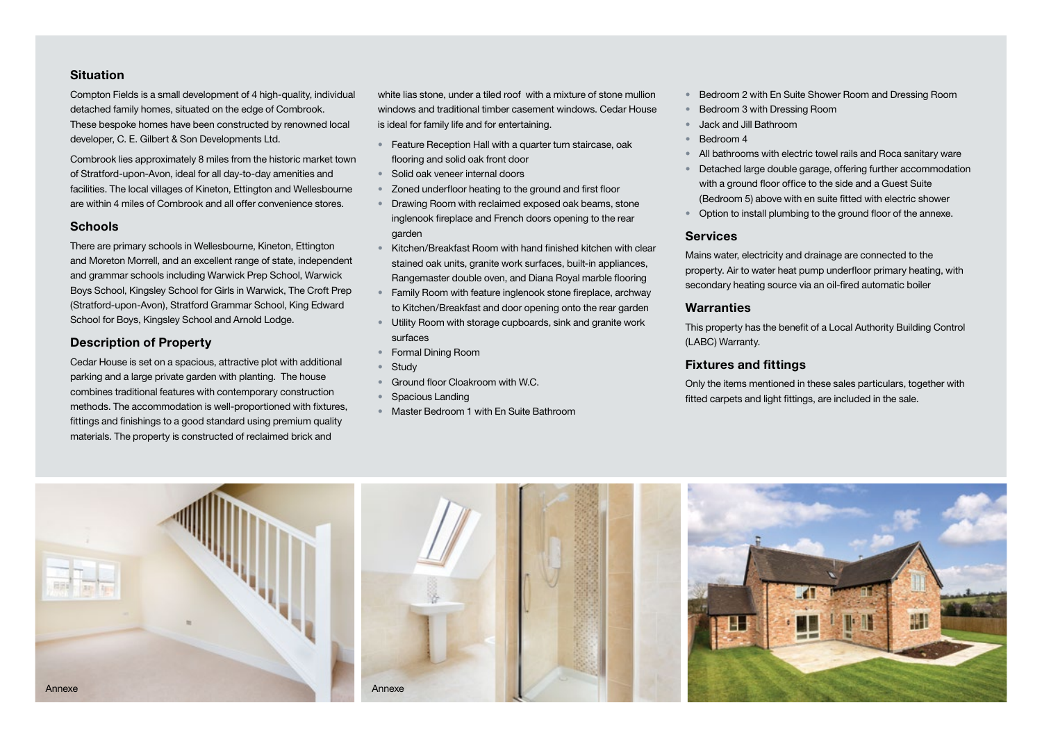## Situation

Compton Fields is a small development of 4 high-quality, individual detached family homes, situated on the edge of Combrook. These bespoke homes have been constructed by renowned local developer, C. E. Gilbert & Son Developments Ltd.

Combrook lies approximately 8 miles from the historic market town of Stratford-upon-Avon, ideal for all day-to-day amenities and facilities. The local villages of Kineton, Ettington and Wellesbourne are within 4 miles of Combrook and all offer convenience stores.

## Schools

There are primary schools in Wellesbourne, Kineton, Ettington and Moreton Morrell, and an excellent range of state, independent and grammar schools including Warwick Prep School, Warwick Boys School, Kingsley School for Girls in Warwick, The Croft Prep (Stratford-upon-Avon), Stratford Grammar School, King Edward School for Boys, Kingsley School and Arnold Lodge.

## Description of Property

Cedar House is set on a spacious, attractive plot with additional parking and a large private garden with planting. The house combines traditional features with contemporary construction methods. The accommodation is well-proportioned with fixtures, fittings and finishings to a good standard using premium quality materials. The property is constructed of reclaimed brick and white lias stone, under a tiled roof with a mixture of stone mullion windows and traditional timber casement windows. Cedar House is ideal for family life and for entertaining.

- Feature Reception Hall with a quarter turn staircase, oak flooring and solid oak front door
- Solid oak veneer internal doors
- Zoned underfloor heating to the ground and first floor
- Drawing Room with reclaimed exposed oak beams, stone inglenook fireplace and French doors opening to the rear garden
- Kitchen/Breakfast Room with hand finished kitchen with clear stained oak units, granite work surfaces, built-in appliances, Rangemaster double oven, and Diana Royal marble flooring
- Family Room with feature inglenook stone fireplace, archway to Kitchen/Breakfast and door opening onto the rear garden
- Utility Room with storage cupboards, sink and granite work surfaces
- Formal Dining Room
- Study
- Ground floor Cloakroom with W.C.
- Spacious Landing
- Master Bedroom 1 with En Suite Bathroom
- Bedroom 2 with En Suite Shower Room and Dressing Room
- Bedroom 3 with Dressing Room
- Jack and Jill Bathroom
- Bedroom 4
- All bathrooms with electric towel rails and Roca sanitary ware
- Detached large double garage, offering further accommodation with a ground floor office to the side and a Guest Suite (Bedroom 5) above with en suite fitted with electric shower
- Option to install plumbing to the ground floor of the annexe.

## Services

Mains water, electricity and drainage are connected to the property. Air to water heat pump underfloor primary heating, with secondary heating source via an oil-fired automatic boiler

## Warranties

This property has the benefit of a Local Authority Building Control (LABC) Warranty.

## Fixtures and fittings

Only the items mentioned in these sales particulars, together with fitted carpets and light fittings, are included in the sale.

Annexe

Annexe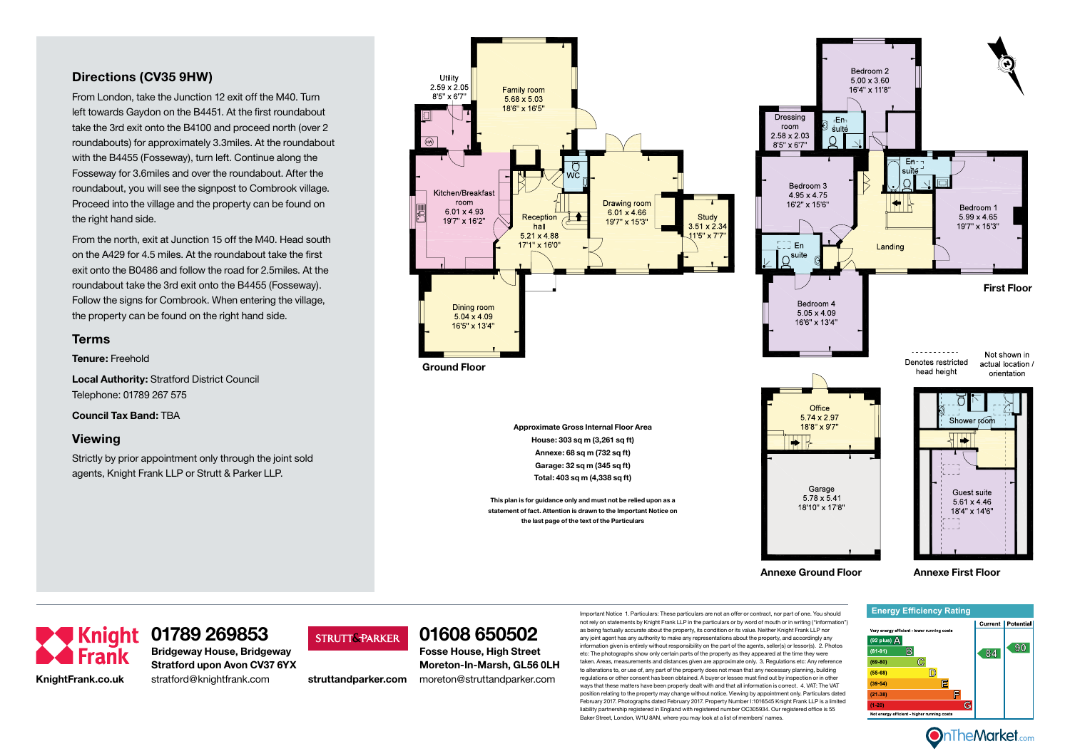## Directions (CV35 9HW)

From London, take the Junction 12 exit off the M40. Turn left towards Gaydon on the B4451. At the first roundabout take the 3rd exit onto the B4100 and proceed north (over 2 roundabouts) for approximately 3.3miles. At the roundabout with the B4455 (Fosseway), turn left. Continue along the Fosseway for 3.6miles and over the roundabout. After the roundabout, you will see the signpost to Combrook village. Proceed into the village and the property can be found on the right hand side.

From the north, exit at Junction 15 off the M40. Head south on the A429 for 4.5 miles. At the roundabout take the first exit onto the B0486 and follow the road for 2.5miles. At the roundabout take the 3rd exit onto the B4455 (Fosseway). Follow the signs for Combrook. When entering the village, the property can be found on the right hand side.

## Terms

**Tenure:** Freehold

**Local Authority:** Stratford District Council
Telephone: 01789 267 575

**Council Tax Band:** TBA

## Viewing

Strictly by prior appointment only through the joint sold agents, Knight Frank LLP or Strutt & Parker LLP.

**Ground Floor**

Utility 2.59 x 2.05 8'5" x 6'7"
Family room 5.68 x 5.03 18'6" x 16'5"
Kitchen/Breakfast room 6.01 x 4.93 19'7" x 16'2"
WC
Reception hall 5.21 x 4.88 17'1" x 16'0"
Drawing room 6.01 x 4.66 19'7" x 15'3"
Study 3.51 x 2.34 11'5" x 7'7"
Dining room 5.04 x 4.09 16'5" x 13'4"

**First Floor**

Bedroom 2 5.00 x 3.60 16'4" x 11'8"
Dressing room 2.58 x 2.03 8'5" x 6'7"
En suite
Bedroom 3 4.95 x 4.75 16'2" x 15'6"
En suite
Bedroom 1 5.99 x 4.65 19'7" x 15'3"
En suite
Landing
Bedroom 4 5.05 x 4.09 16'6" x 13'4"

Denotes restricted head height

Not shown in actual location / orientation

**Annexe Ground Floor**

Office 5.74 x 2.97 18'8" x 9'7"
Garage 5.78 x 5.41 18'10" x 17'8"

**Annexe First Floor**

Shower room
Guest suite 5.61 x 4.46 18'4" x 14'6"

**Approximate Gross Internal Floor Area**
**House: 303 sq m (3,261 sq ft)**
**Annexe: 68 sq m (732 sq ft)**
**Garage: 32 sq m (345 sq ft)**
**Total: 403 sq m (4,338 sq ft)**

**This plan is for guidance only and must not be relied upon as a statement of fact. Attention is drawn to the Important Notice on the last page of the text of the Particulars**

**Knight Frank**
**01789 269853**
**Bridgeway House, Bridgeway**
**Stratford upon Avon CV37 6YX**
stratford@knightfrank.com
**KnightFrank.co.uk**

**STRUTT & PARKER**
**01608 650502**
**Fosse House, High Street**
**Moreton-In-Marsh, GL56 0LH**
moreton@struttandparker.com
**struttandparker.com**

Important Notice 1. Particulars: These particulars are not an offer or contract, nor part of one. You should not rely on statements by Knight Frank LLP in the particulars or by word of mouth or in writing ("information") as being factually accurate about the property, its condition or its value. Neither Knight Frank LLP nor any joint agent has any authority to make any representations about the property, and accordingly any information given is entirely without responsibility on the part of the agents, seller(s) or lessor(s). 2. Photos etc: The photographs show only certain parts of the property as they appeared at the time they were taken. Areas, measurements and distances given are approximate only. 3. Regulations etc: Any reference to alterations to, or use of, any part of the property does not mean that any necessary planning, building regulations or other consent has been obtained. A buyer or lessee must find out by inspection or in other ways that these matters have been properly dealt with and that all information is correct. 4. VAT: The VAT position relating to the property may change without notice. Viewing by appointment only. Particulars dated February 2017. Photographs dated February 2017. Property Number I:1016545 Knight Frank LLP is a limited liability partnership registered in England with registered number OC305934. Our registered office is 55 Baker Street, London, W1U 8AN, where you may look at a list of members' names.

**Energy Efficiency Rating**

Current | Potential
Very energy efficient - lower running costs
(92 plus) A
(81-91) B
(69-80) C
(55-68) D
(39-54) E
(21-38) F
(1-20) G
Not energy efficient - higher running costs
Current: 84
Potential: 90

OnTheMarket.com